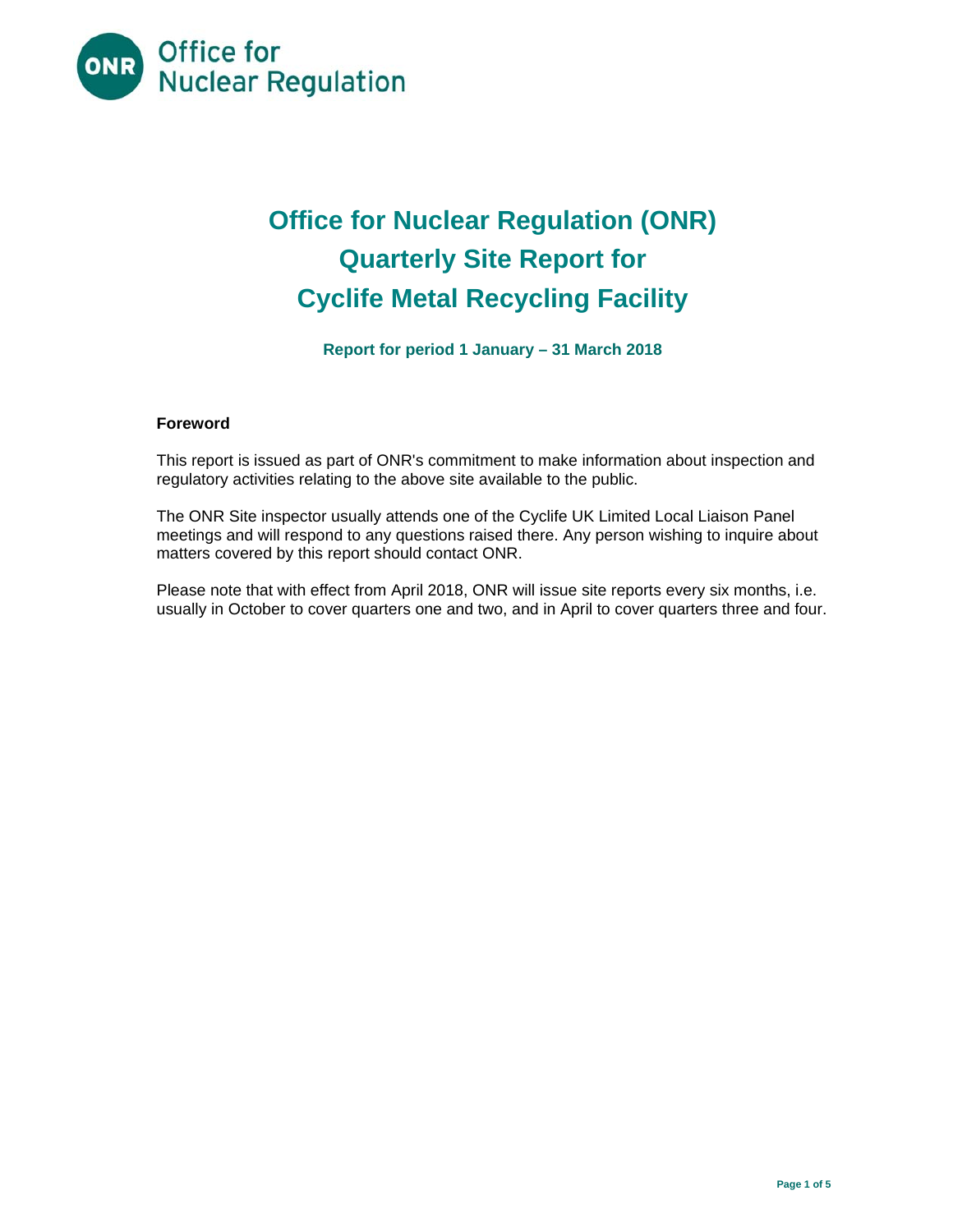Office for Nuclear Regulation

# Office for Nuclear Regulation (ONR) Quarterly Site Report for Cyclife Metal Recycling Facility

**Report for period 1 January – 31 March 2018**

**Foreword**

This report is issued as part of ONR's commitment to make information about inspection and regulatory activities relating to the above site available to the public.

The ONR Site inspector usually attends one of the Cyclife UK Limited Local Liaison Panel meetings and will respond to any questions raised there. Any person wishing to inquire about matters covered by this report should contact ONR.

Please note that with effect from April 2018, ONR will issue site reports every six months, i.e. usually in October to cover quarters one and two, and in April to cover quarters three and four.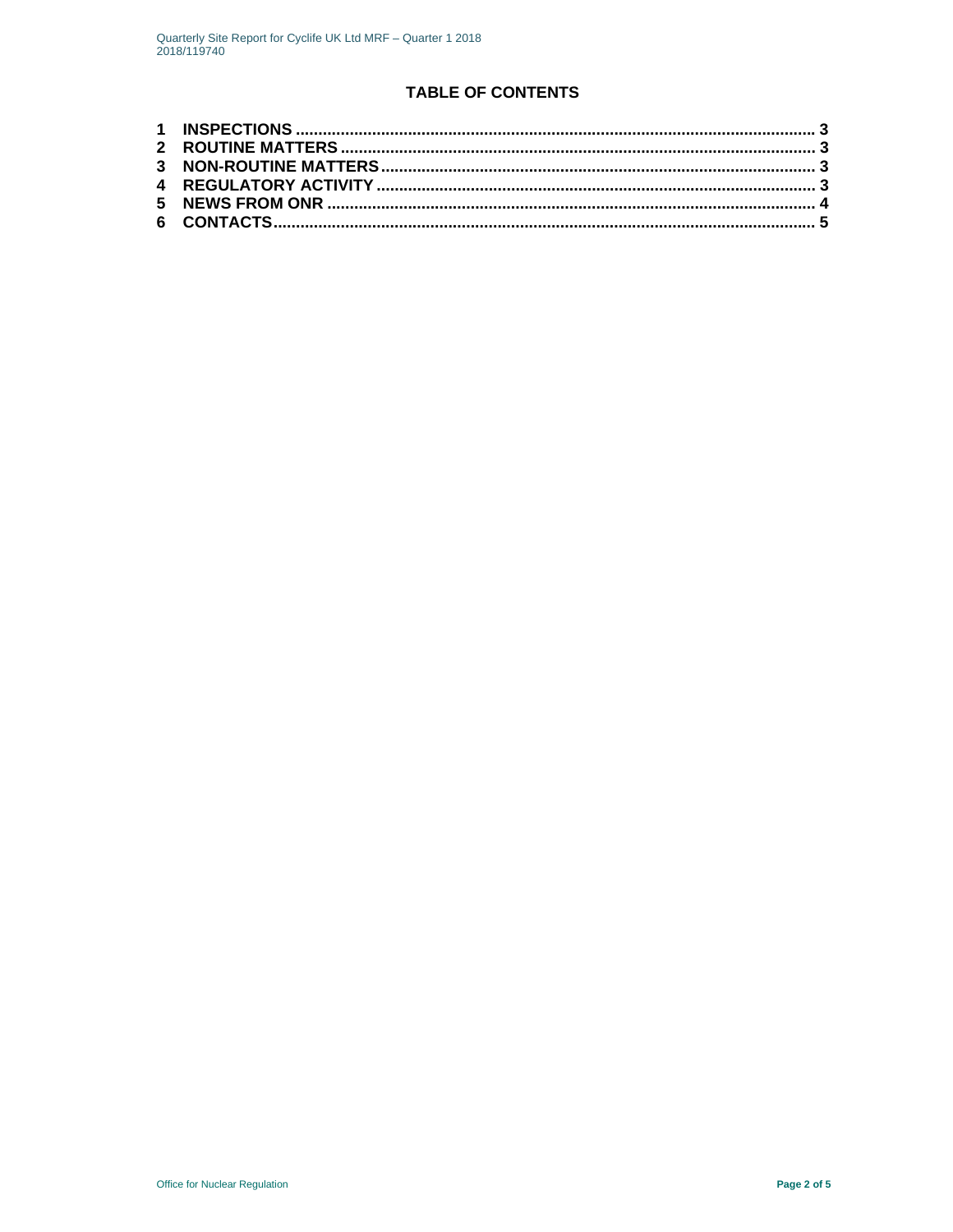## TABLE OF CONTENTS

1 INSPECTIONS .......... 3
2 ROUTINE MATTERS .......... 3
3 NON-ROUTINE MATTERS .......... 3
4 REGULATORY ACTIVITY .......... 3
5 NEWS FROM ONR .......... 4
6 CONTACTS .......... 5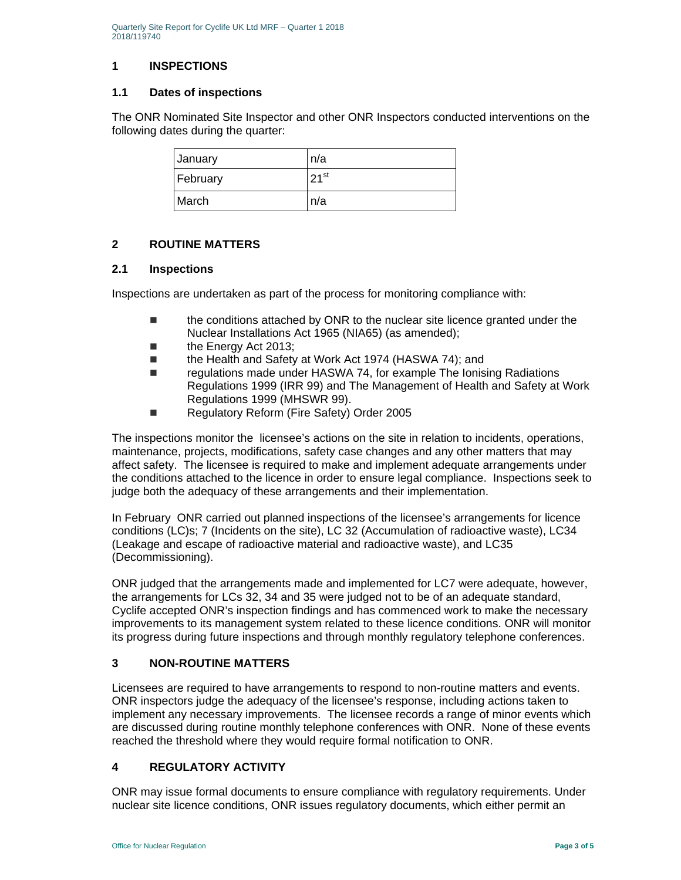## 1 INSPECTIONS

### 1.1 Dates of inspections

The ONR Nominated Site Inspector and other ONR Inspectors conducted interventions on the following dates during the quarter:

| | |
|---|---|
| January | n/a |
| February | 21st |
| March | n/a |

## 2 ROUTINE MATTERS

### 2.1 Inspections

Inspections are undertaken as part of the process for monitoring compliance with:

- the conditions attached by ONR to the nuclear site licence granted under the Nuclear Installations Act 1965 (NIA65) (as amended);
- the Energy Act 2013;
- the Health and Safety at Work Act 1974 (HASWA 74); and
- regulations made under HASWA 74, for example The Ionising Radiations Regulations 1999 (IRR 99) and The Management of Health and Safety at Work Regulations 1999 (MHSWR 99).
- Regulatory Reform (Fire Safety) Order 2005

The inspections monitor the licensee's actions on the site in relation to incidents, operations, maintenance, projects, modifications, safety case changes and any other matters that may affect safety. The licensee is required to make and implement adequate arrangements under the conditions attached to the licence in order to ensure legal compliance. Inspections seek to judge both the adequacy of these arrangements and their implementation.

In February ONR carried out planned inspections of the licensee's arrangements for licence conditions (LC)s; 7 (Incidents on the site), LC 32 (Accumulation of radioactive waste), LC34 (Leakage and escape of radioactive material and radioactive waste), and LC35 (Decommissioning).

ONR judged that the arrangements made and implemented for LC7 were adequate, however, the arrangements for LCs 32, 34 and 35 were judged not to be of an adequate standard, Cyclife accepted ONR's inspection findings and has commenced work to make the necessary improvements to its management system related to these licence conditions. ONR will monitor its progress during future inspections and through monthly regulatory telephone conferences.

## 3 NON-ROUTINE MATTERS

Licensees are required to have arrangements to respond to non-routine matters and events. ONR inspectors judge the adequacy of the licensee's response, including actions taken to implement any necessary improvements. The licensee records a range of minor events which are discussed during routine monthly telephone conferences with ONR. None of these events reached the threshold where they would require formal notification to ONR.

## 4 REGULATORY ACTIVITY

ONR may issue formal documents to ensure compliance with regulatory requirements. Under nuclear site licence conditions, ONR issues regulatory documents, which either permit an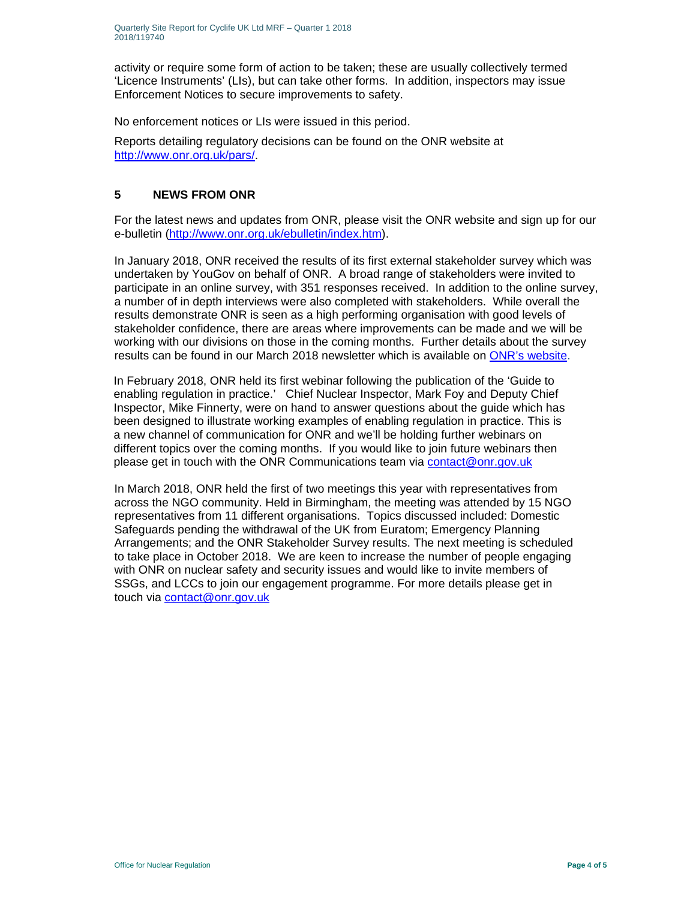activity or require some form of action to be taken; these are usually collectively termed 'Licence Instruments' (LIs), but can take other forms. In addition, inspectors may issue Enforcement Notices to secure improvements to safety.

No enforcement notices or LIs were issued in this period.

Reports detailing regulatory decisions can be found on the ONR website at [http://www.onr.org.uk/pars/](http://www.onr.org.uk/pars/).

## 5 NEWS FROM ONR

For the latest news and updates from ONR, please visit the ONR website and sign up for our e-bulletin ([http://www.onr.org.uk/ebulletin/index.htm](http://www.onr.org.uk/ebulletin/index.htm)).

In January 2018, ONR received the results of its first external stakeholder survey which was undertaken by YouGov on behalf of ONR. A broad range of stakeholders were invited to participate in an online survey, with 351 responses received. In addition to the online survey, a number of in depth interviews were also completed with stakeholders. While overall the results demonstrate ONR is seen as a high performing organisation with good levels of stakeholder confidence, there are areas where improvements can be made and we will be working with our divisions on those in the coming months. Further details about the survey results can be found in our March 2018 newsletter which is available on ONR's website.

In February 2018, ONR held its first webinar following the publication of the 'Guide to enabling regulation in practice.' Chief Nuclear Inspector, Mark Foy and Deputy Chief Inspector, Mike Finnerty, were on hand to answer questions about the guide which has been designed to illustrate working examples of enabling regulation in practice. This is a new channel of communication for ONR and we'll be holding further webinars on different topics over the coming months. If you would like to join future webinars then please get in touch with the ONR Communications team via contact@onr.gov.uk

In March 2018, ONR held the first of two meetings this year with representatives from across the NGO community. Held in Birmingham, the meeting was attended by 15 NGO representatives from 11 different organisations. Topics discussed included: Domestic Safeguards pending the withdrawal of the UK from Euratom; Emergency Planning Arrangements; and the ONR Stakeholder Survey results. The next meeting is scheduled to take place in October 2018. We are keen to increase the number of people engaging with ONR on nuclear safety and security issues and would like to invite members of SSGs, and LCCs to join our engagement programme. For more details please get in touch via contact@onr.gov.uk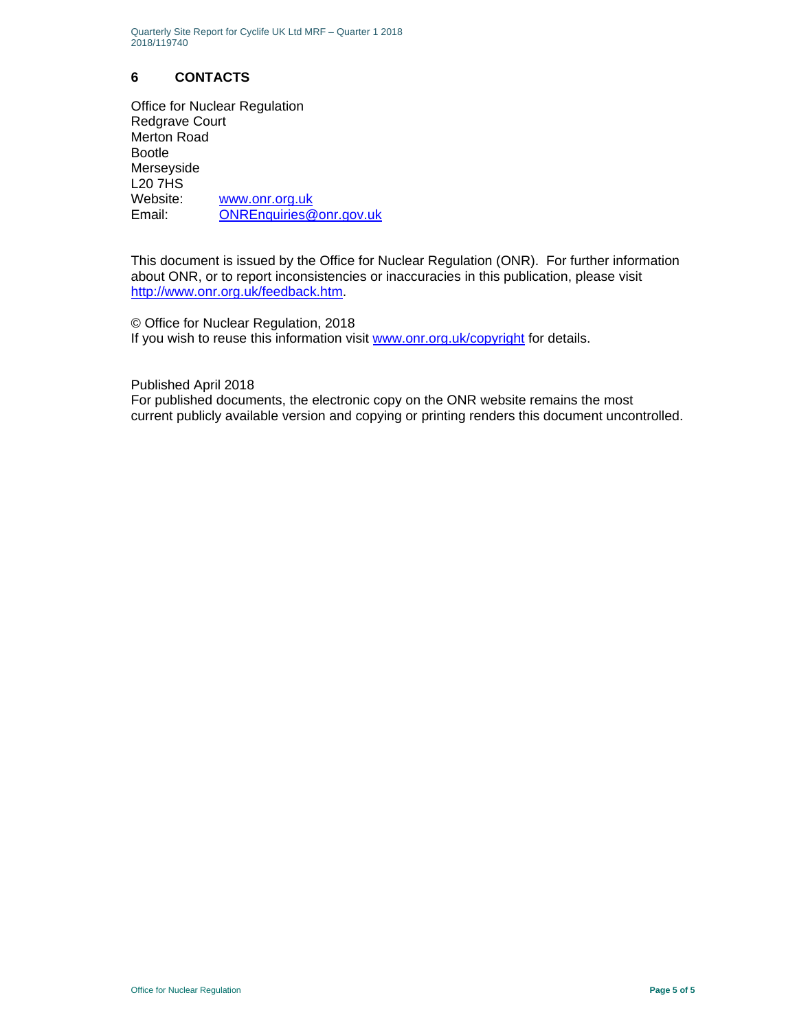## 6 CONTACTS

Office for Nuclear Regulation
Redgrave Court
Merton Road
Bootle
Merseyside
L20 7HS
Website: www.onr.org.uk
Email: ONREnquiries@onr.gov.uk

This document is issued by the Office for Nuclear Regulation (ONR). For further information about ONR, or to report inconsistencies or inaccuracies in this publication, please visit http://www.onr.org.uk/feedback.htm.

© Office for Nuclear Regulation, 2018
If you wish to reuse this information visit www.onr.org.uk/copyright for details.

Published April 2018
For published documents, the electronic copy on the ONR website remains the most current publicly available version and copying or printing renders this document uncontrolled.